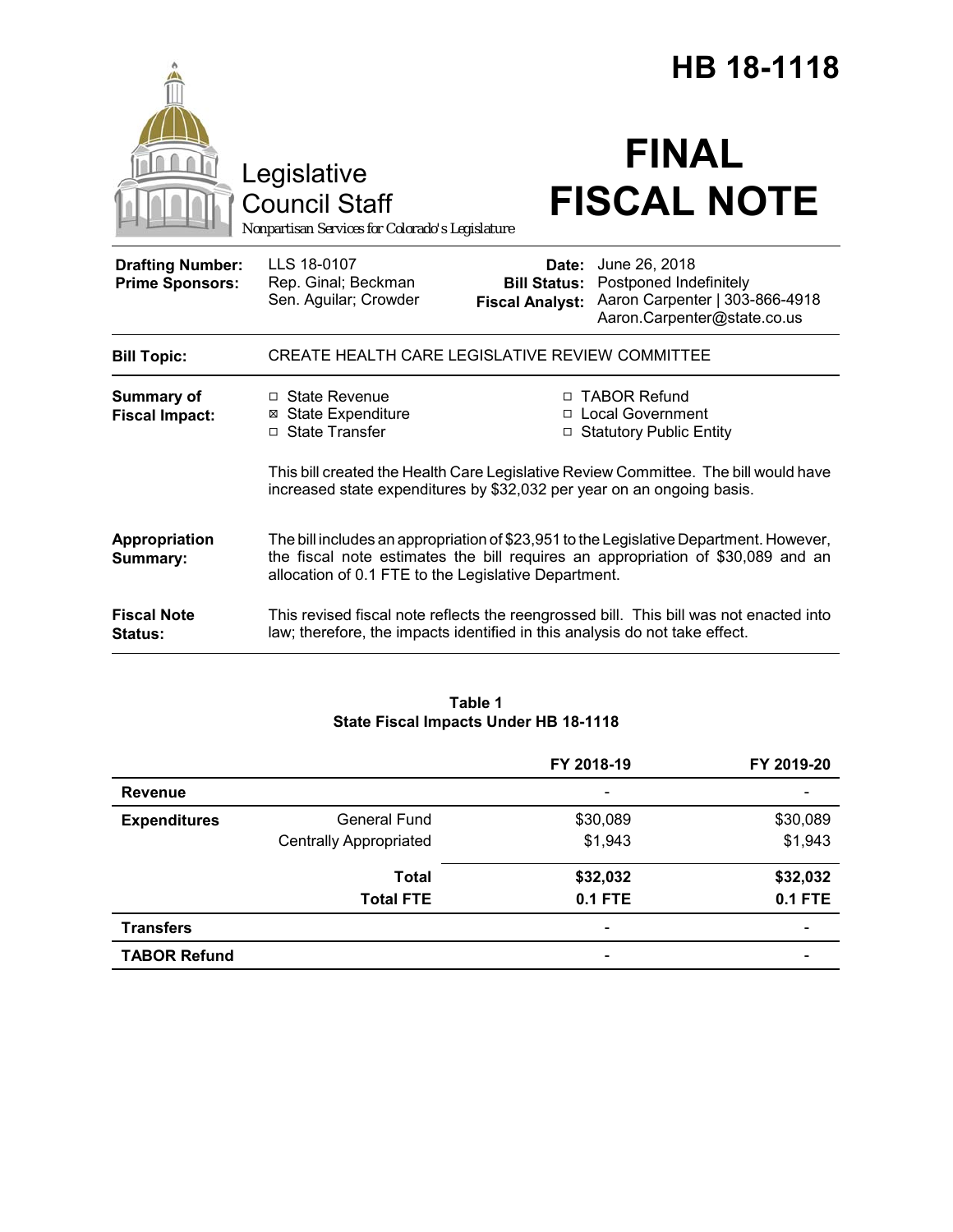# HB 18-1118

Legislative Council Staff
*Nonpartisan Services for Colorado's Legislature*

# FINAL FISCAL NOTE

| | | | |
|---|---|---|---|
| **Drafting Number:** | LLS 18-0107 | **Date:** | June 26, 2018 |
| **Prime Sponsors:** | Rep. Ginal; Beckman<br>Sen. Aguilar; Crowder | **Bill Status:** | Postponed Indefinitely |
| | | **Fiscal Analyst:** | Aaron Carpenter \| 303-866-4918<br>Aaron.Carpenter@state.co.us |

**Bill Topic:** CREATE HEALTH CARE LEGISLATIVE REVIEW COMMITTEE

**Summary of Fiscal Impact:**

- ☐ State Revenue
- ☒ State Expenditure
- ☐ State Transfer
- ☐ TABOR Refund
- ☐ Local Government
- ☐ Statutory Public Entity

This bill created the Health Care Legislative Review Committee. The bill would have increased state expenditures by $32,032 per year on an ongoing basis.

**Appropriation Summary:** The bill includes an appropriation of $23,951 to the Legislative Department. However, the fiscal note estimates the bill requires an appropriation of $30,089 and an allocation of 0.1 FTE to the Legislative Department.

**Fiscal Note Status:** This revised fiscal note reflects the reengrossed bill. This bill was not enacted into law; therefore, the impacts identified in this analysis do not take effect.

**Table 1**
**State Fiscal Impacts Under HB 18-1118**

| | | FY 2018-19 | FY 2019-20 |
|---|---|---|---|
| **Revenue** | | - | - |
| **Expenditures** | General Fund | $30,089 | $30,089 |
| | Centrally Appropriated | $1,943 | $1,943 |
| | **Total** | **$32,032** | **$32,032** |
| | **Total FTE** | **0.1 FTE** | **0.1 FTE** |
| **Transfers** | | - | - |
| **TABOR Refund** | | - | - |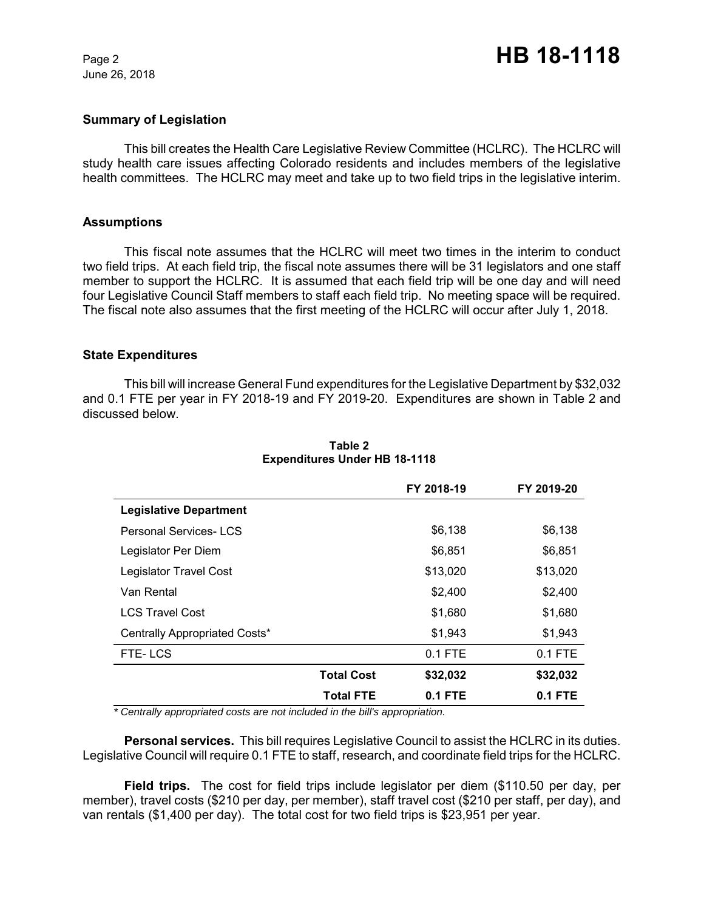### Summary of Legislation

This bill creates the Health Care Legislative Review Committee (HCLRC). The HCLRC will study health care issues affecting Colorado residents and includes members of the legislative health committees. The HCLRC may meet and take up to two field trips in the legislative interim.

### Assumptions

This fiscal note assumes that the HCLRC will meet two times in the interim to conduct two field trips. At each field trip, the fiscal note assumes there will be 31 legislators and one staff member to support the HCLRC. It is assumed that each field trip will be one day and will need four Legislative Council Staff members to staff each field trip. No meeting space will be required. The fiscal note also assumes that the first meeting of the HCLRC will occur after July 1, 2018.

### State Expenditures

This bill will increase General Fund expenditures for the Legislative Department by $32,032 and 0.1 FTE per year in FY 2018-19 and FY 2019-20. Expenditures are shown in Table 2 and discussed below.

**Table 2**
**Expenditures Under HB 18-1118**

| | | FY 2018-19 | FY 2019-20 |
|---|---|---|---|
| **Legislative Department** | | | |
| Personal Services- LCS | | $6,138 | $6,138 |
| Legislator Per Diem | | $6,851 | $6,851 |
| Legislator Travel Cost | | $13,020 | $13,020 |
| Van Rental | | $2,400 | $2,400 |
| LCS Travel Cost | | $1,680 | $1,680 |
| Centrally Appropriated Costs* | | $1,943 | $1,943 |
| FTE- LCS | | 0.1 FTE | 0.1 FTE |
| | **Total Cost** | **$32,032** | **$32,032** |
| | **Total FTE** | **0.1 FTE** | **0.1 FTE** |

*\* Centrally appropriated costs are not included in the bill's appropriation.*

**Personal services.** This bill requires Legislative Council to assist the HCLRC in its duties. Legislative Council will require 0.1 FTE to staff, research, and coordinate field trips for the HCLRC.

**Field trips.** The cost for field trips include legislator per diem ($110.50 per day, per member), travel costs ($210 per day, per member), staff travel cost ($210 per staff, per day), and van rentals ($1,400 per day). The total cost for two field trips is $23,951 per year.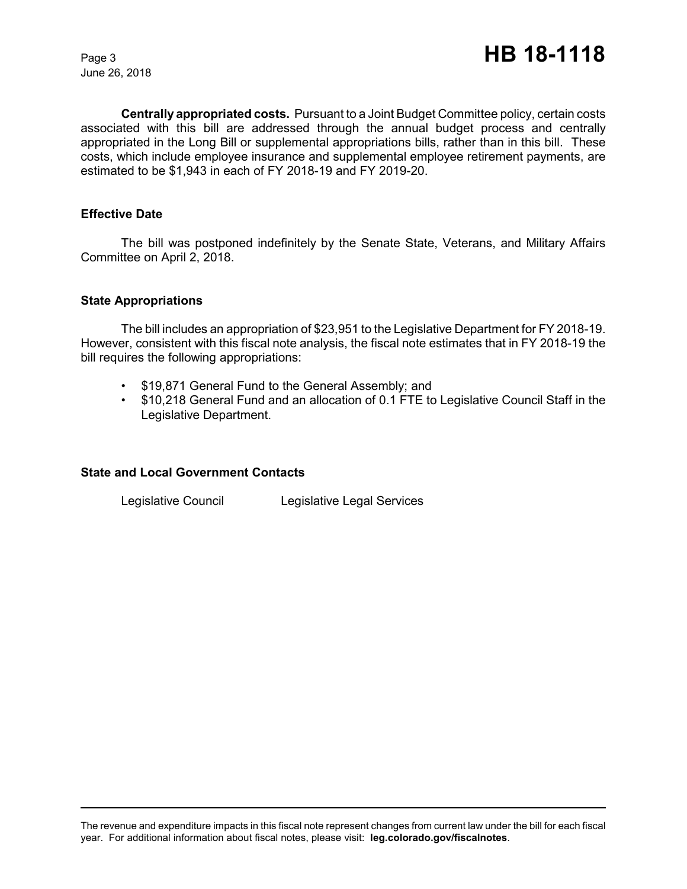**Centrally appropriated costs.** Pursuant to a Joint Budget Committee policy, certain costs associated with this bill are addressed through the annual budget process and centrally appropriated in the Long Bill or supplemental appropriations bills, rather than in this bill. These costs, which include employee insurance and supplemental employee retirement payments, are estimated to be $1,943 in each of FY 2018-19 and FY 2019-20.

## Effective Date

The bill was postponed indefinitely by the Senate State, Veterans, and Military Affairs Committee on April 2, 2018.

## State Appropriations

The bill includes an appropriation of $23,951 to the Legislative Department for FY 2018-19. However, consistent with this fiscal note analysis, the fiscal note estimates that in FY 2018-19 the bill requires the following appropriations:

- $19,871 General Fund to the General Assembly; and
- $10,218 General Fund and an allocation of 0.1 FTE to Legislative Council Staff in the Legislative Department.

## State and Local Government Contacts

Legislative Council    Legislative Legal Services

The revenue and expenditure impacts in this fiscal note represent changes from current law under the bill for each fiscal year. For additional information about fiscal notes, please visit: **leg.colorado.gov/fiscalnotes**.